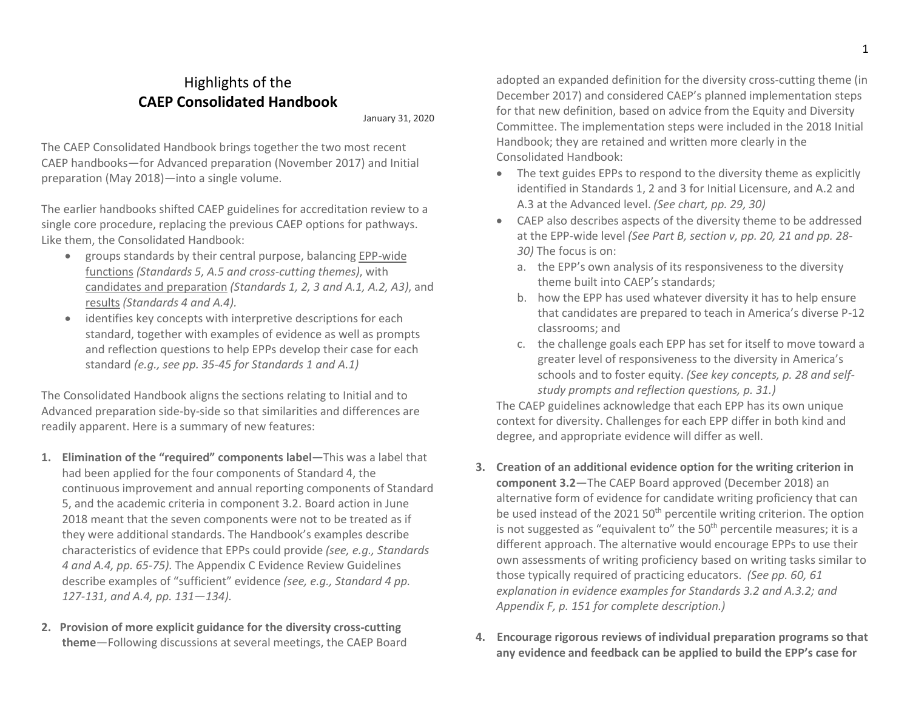# Highlights of the **CAEP Consolidated Handbook**

January 31, 2020

The CAEP Consolidated Handbook brings together the two most recent CAEP handbooks—for Advanced preparation (November 2017) and Initial preparation (May 2018)—into a single volume.

The earlier handbooks shifted CAEP guidelines for accreditation review to a single core procedure, replacing the previous CAEP options for pathways. Like them, the Consolidated Handbook:

- groups standards by their central purpose, balancing EPP-wide functions *(Standards 5, A.5 and cross-cutting themes)*, with candidates and preparation *(Standards 1, 2, 3 and A.1, A.2, A3)*, and results *(Standards 4 and A.4).*
- identifies key concepts with interpretive descriptions for each standard, together with examples of evidence as well as prompts and reflection questions to help EPPs develop their case for each standard *(e.g., see pp. 35-45 for Standards 1 and A.1)*

The Consolidated Handbook aligns the sections relating to Initial and to Advanced preparation side-by-side so that similarities and differences are readily apparent. Here is a summary of new features:

1. **Elimination of the "required" components label—**This was a label that had been applied for the four components of Standard 4, the continuous improvement and annual reporting components of Standard 5, and the academic criteria in component 3.2. Board action in June 2018 meant that the seven components were not to be treated as if they were additional standards. The Handbook's examples describe characteristics of evidence that EPPs could provide *(see, e.g., Standards 4 and A.4, pp. 65-75).* The Appendix C Evidence Review Guidelines describe examples of "sufficient" evidence *(see, e.g., Standard 4 pp. 127-131, and A.4, pp. 131—134).*

2. **Provision of more explicit guidance for the diversity cross-cutting theme**—Following discussions at several meetings, the CAEP Board adopted an expanded definition for the diversity cross-cutting theme (in December 2017) and considered CAEP's planned implementation steps for that new definition, based on advice from the Equity and Diversity Committee. The implementation steps were included in the 2018 Initial Handbook; they are retained and written more clearly in the Consolidated Handbook:
   - The text guides EPPs to respond to the diversity theme as explicitly identified in Standards 1, 2 and 3 for Initial Licensure, and A.2 and A.3 at the Advanced level. *(See chart, pp. 29, 30)*
   - CAEP also describes aspects of the diversity theme to be addressed at the EPP-wide level *(See Part B, section v, pp. 20, 21 and pp. 28-30)* The focus is on:
     a. the EPP's own analysis of its responsiveness to the diversity theme built into CAEP's standards;
     b. how the EPP has used whatever diversity it has to help ensure that candidates are prepared to teach in America's diverse P-12 classrooms; and
     c. the challenge goals each EPP has set for itself to move toward a greater level of responsiveness to the diversity in America's schools and to foster equity. *(See key concepts, p. 28 and self-study prompts and reflection questions, p. 31.)*

   The CAEP guidelines acknowledge that each EPP has its own unique context for diversity. Challenges for each EPP differ in both kind and degree, and appropriate evidence will differ as well.

3. **Creation of an additional evidence option for the writing criterion in component 3.2**—The CAEP Board approved (December 2018) an alternative form of evidence for candidate writing proficiency that can be used instead of the 2021 50th percentile writing criterion. The option is not suggested as "equivalent to" the 50th percentile measures; it is a different approach. The alternative would encourage EPPs to use their own assessments of writing proficiency based on writing tasks similar to those typically required of practicing educators. *(See pp. 60, 61 explanation in evidence examples for Standards 3.2 and A.3.2; and Appendix F, p. 151 for complete description.)*

4. **Encourage rigorous reviews of individual preparation programs so that any evidence and feedback can be applied to build the EPP's case for**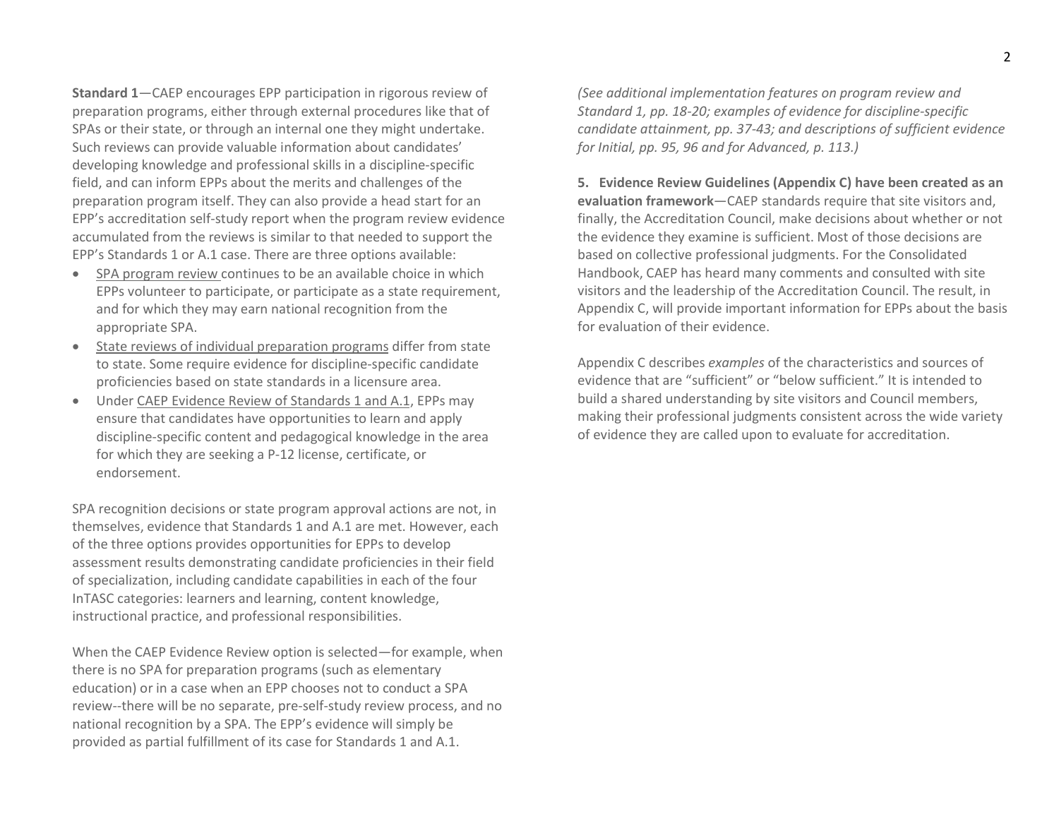**Standard 1**—CAEP encourages EPP participation in rigorous review of preparation programs, either through external procedures like that of SPAs or their state, or through an internal one they might undertake. Such reviews can provide valuable information about candidates' developing knowledge and professional skills in a discipline-specific field, and can inform EPPs about the merits and challenges of the preparation program itself. They can also provide a head start for an EPP's accreditation self-study report when the program review evidence accumulated from the reviews is similar to that needed to support the EPP's Standards 1 or A.1 case. There are three options available:

- <u>SPA program review</u> continues to be an available choice in which EPPs volunteer to participate, or participate as a state requirement, and for which they may earn national recognition from the appropriate SPA.
- <u>State reviews of individual preparation programs</u> differ from state to state. Some require evidence for discipline-specific candidate proficiencies based on state standards in a licensure area.
- Under <u>CAEP Evidence Review of Standards 1 and A.1</u>, EPPs may ensure that candidates have opportunities to learn and apply discipline-specific content and pedagogical knowledge in the area for which they are seeking a P-12 license, certificate, or endorsement.

SPA recognition decisions or state program approval actions are not, in themselves, evidence that Standards 1 and A.1 are met. However, each of the three options provides opportunities for EPPs to develop assessment results demonstrating candidate proficiencies in their field of specialization, including candidate capabilities in each of the four InTASC categories: learners and learning, content knowledge, instructional practice, and professional responsibilities.

When the CAEP Evidence Review option is selected—for example, when there is no SPA for preparation programs (such as elementary education) or in a case when an EPP chooses not to conduct a SPA review--there will be no separate, pre-self-study review process, and no national recognition by a SPA. The EPP's evidence will simply be provided as partial fulfillment of its case for Standards 1 and A.1.

*(See additional implementation features on program review and Standard 1, pp. 18-20; examples of evidence for discipline-specific candidate attainment, pp. 37-43; and descriptions of sufficient evidence for Initial, pp. 95, 96 and for Advanced, p. 113.)*

**5. Evidence Review Guidelines (Appendix C) have been created as an evaluation framework**—CAEP standards require that site visitors and, finally, the Accreditation Council, make decisions about whether or not the evidence they examine is sufficient. Most of those decisions are based on collective professional judgments. For the Consolidated Handbook, CAEP has heard many comments and consulted with site visitors and the leadership of the Accreditation Council. The result, in Appendix C, will provide important information for EPPs about the basis for evaluation of their evidence.

Appendix C describes *examples* of the characteristics and sources of evidence that are "sufficient" or "below sufficient." It is intended to build a shared understanding by site visitors and Council members, making their professional judgments consistent across the wide variety of evidence they are called upon to evaluate for accreditation.